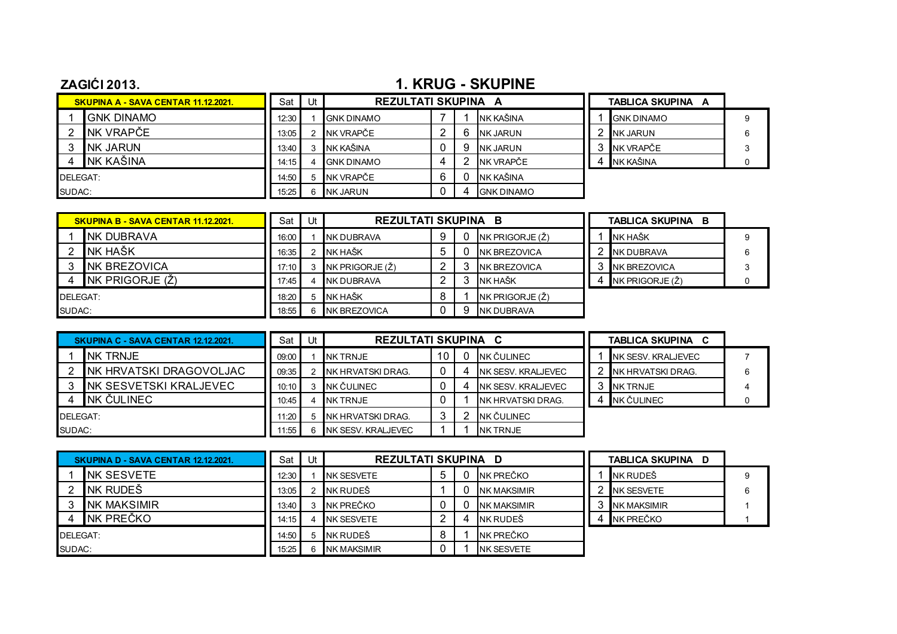**ZAGIĆI 2013.**

# 1. KRUG - SKUPINE

| SKUPINA A - SAVA CENTAR 11.12.2021. | |
|---|---|
| 1 | GNK DINAMO |
| 2 | NK VRAPČE |
| 3 | NK JARUN |
| 4 | NK KAŠINA |
| DELEGAT: | |
| SUDAC: | |

| Sat | Ut | REZULTATI SKUPINA A | | | |
|---|---|---|---|---|---|
| 12:30 | 1 | GNK DINAMO | 7 | 1 | NK KAŠINA |
| 13:05 | 2 | NK VRAPČE | 2 | 6 | NK JARUN |
| 13:40 | 3 | NK KAŠINA | 0 | 9 | NK JARUN |
| 14:15 | 4 | GNK DINAMO | 4 | 2 | NK VRAPČE |
| 14:50 | 5 | NK VRAPČE | 6 | 0 | NK KAŠINA |
| 15:25 | 6 | NK JARUN | 0 | 4 | GNK DINAMO |

| TABLICA SKUPINA A | | |
|---|---|---|
| 1 | GNK DINAMO | 9 |
| 2 | NK JARUN | 6 |
| 3 | NK VRAPČE | 3 |
| 4 | NK KAŠINA | 0 |

| SKUPINA B - SAVA CENTAR 11.12.2021. | |
|---|---|
| 1 | NK DUBRAVA |
| 2 | NK HAŠK |
| 3 | NK BREZOVICA |
| 4 | NK PRIGORJE (Ž) |
| DELEGAT: | |
| SUDAC: | |

| Sat | Ut | REZULTATI SKUPINA B | | | |
|---|---|---|---|---|---|
| 16:00 | 1 | NK DUBRAVA | 9 | 0 | NK PRIGORJE (Ž) |
| 16:35 | 2 | NK HAŠK | 5 | 0 | NK BREZOVICA |
| 17:10 | 3 | NK PRIGORJE (Ž) | 2 | 3 | NK BREZOVICA |
| 17:45 | 4 | NK DUBRAVA | 2 | 3 | NK HAŠK |
| 18:20 | 5 | NK HAŠK | 8 | 1 | NK PRIGORJE (Ž) |
| 18:55 | 6 | NK BREZOVICA | 0 | 9 | NK DUBRAVA |

| TABLICA SKUPINA B | | |
|---|---|---|
| 1 | NK HAŠK | 9 |
| 2 | NK DUBRAVA | 6 |
| 3 | NK BREZOVICA | 3 |
| 4 | NK PRIGORJE (Ž) | 0 |

| SKUPINA C - SAVA CENTAR 12.12.2021. | |
|---|---|
| 1 | NK TRNJE |
| 2 | NK HRVATSKI DRAGOVOLJAC |
| 3 | NK SESVETSKI KRALJEVEC |
| 4 | NK ČULINEC |
| DELEGAT: | |
| SUDAC: | |

| Sat | Ut | REZULTATI SKUPINA C | | | |
|---|---|---|---|---|---|
| 09:00 | 1 | NK TRNJE | 10 | 0 | NK ČULINEC |
| 09:35 | 2 | NK HRVATSKI DRAG. | 0 | 4 | NK SESV. KRALJEVEC |
| 10:10 | 3 | NK ČULINEC | 0 | 4 | NK SESV. KRALJEVEC |
| 10:45 | 4 | NK TRNJE | 0 | 1 | NK HRVATSKI DRAG. |
| 11:20 | 5 | NK HRVATSKI DRAG. | 3 | 2 | NK ČULINEC |
| 11:55 | 6 | NK SESV. KRALJEVEC | 1 | 1 | NK TRNJE |

| TABLICA SKUPINA C | | |
|---|---|---|
| 1 | NK SESV. KRALJEVEC | 7 |
| 2 | NK HRVATSKI DRAG. | 6 |
| 3 | NK TRNJE | 4 |
| 4 | NK ČULINEC | 0 |

| SKUPINA D - SAVA CENTAR 12.12.2021. | |
|---|---|
| 1 | NK SESVETE |
| 2 | NK RUDEŠ |
| 3 | NK MAKSIMIR |
| 4 | NK PREČKO |
| DELEGAT: | |
| SUDAC: | |

| Sat | Ut | REZULTATI SKUPINA D | | | |
|---|---|---|---|---|---|
| 12:30 | 1 | NK SESVETE | 5 | 0 | NK PREČKO |
| 13:05 | 2 | NK RUDEŠ | 1 | 0 | NK MAKSIMIR |
| 13:40 | 3 | NK PREČKO | 0 | 0 | NK MAKSIMIR |
| 14:15 | 4 | NK SESVETE | 2 | 4 | NK RUDEŠ |
| 14:50 | 5 | NK RUDEŠ | 8 | 1 | NK PREČKO |
| 15:25 | 6 | NK MAKSIMIR | 0 | 1 | NK SESVETE |

| TABLICA SKUPINA D | | |
|---|---|---|
| 1 | NK RUDEŠ | 9 |
| 2 | NK SESVETE | 6 |
| 3 | NK MAKSIMIR | 1 |
| 4 | NK PREČKO | 1 |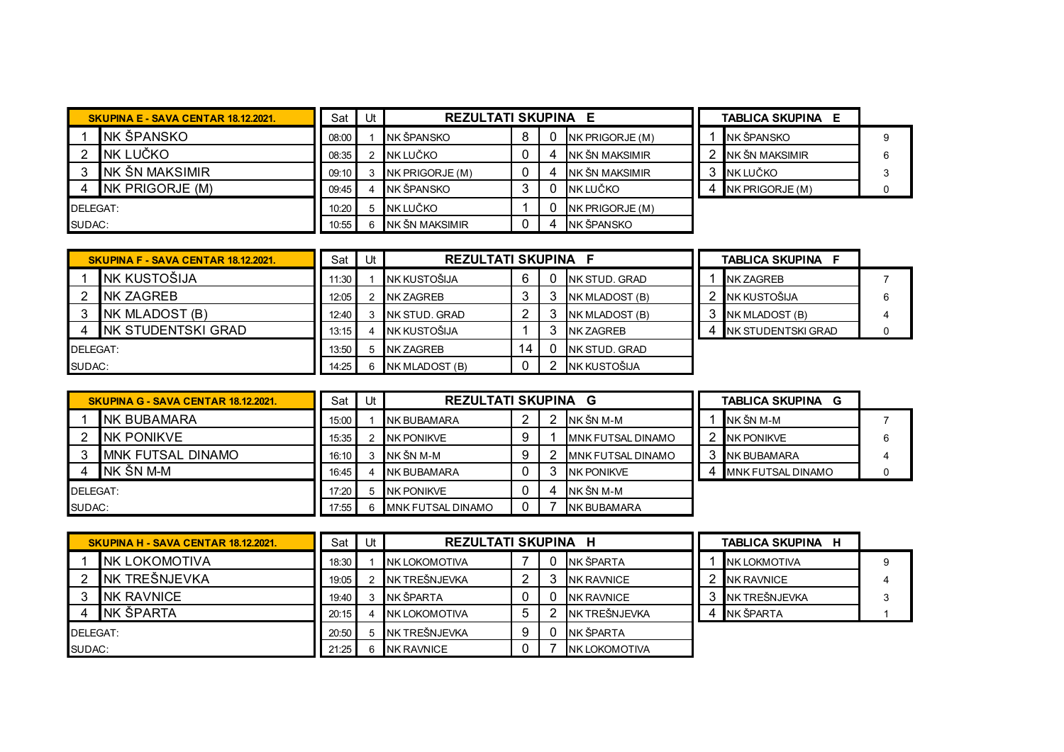| SKUPINA E - SAVA CENTAR 18.12.2021. | |
|---|---|
| 1 | NK ŠPANSKO |
| 2 | NK LUČKO |
| 3 | NK ŠN MAKSIMIR |
| 4 | NK PRIGORJE (M) |
| DELEGAT: | |
| SUDAC: | |

| Sat | Ut | REZULTATI SKUPINA E | | | |
|---|---|---|---|---|---|
| 08:00 | 1 | NK ŠPANSKO | 8 | 0 | NK PRIGORJE (M) |
| 08:35 | 2 | NK LUČKO | 0 | 4 | NK ŠN MAKSIMIR |
| 09:10 | 3 | NK PRIGORJE (M) | 0 | 4 | NK ŠN MAKSIMIR |
| 09:45 | 4 | NK ŠPANSKO | 3 | 0 | NK LUČKO |
| 10:20 | 5 | NK LUČKO | 1 | 0 | NK PRIGORJE (M) |
| 10:55 | 6 | NK ŠN MAKSIMIR | 0 | 4 | NK ŠPANSKO |

| TABLICA SKUPINA E | | |
|---|---|---|
| 1 | NK ŠPANSKO | 9 |
| 2 | NK ŠN MAKSIMIR | 6 |
| 3 | NK LUČKO | 3 |
| 4 | NK PRIGORJE (M) | 0 |

| SKUPINA F - SAVA CENTAR 18.12.2021. | |
|---|---|
| 1 | NK KUSTOŠIJA |
| 2 | NK ZAGREB |
| 3 | NK MLADOST (B) |
| 4 | NK STUDENTSKI GRAD |
| DELEGAT: | |
| SUDAC: | |

| Sat | Ut | REZULTATI SKUPINA F | | | |
|---|---|---|---|---|---|
| 11:30 | 1 | NK KUSTOŠIJA | 6 | 0 | NK STUD. GRAD |
| 12:05 | 2 | NK ZAGREB | 3 | 3 | NK MLADOST (B) |
| 12:40 | 3 | NK STUD. GRAD | 2 | 3 | NK MLADOST (B) |
| 13:15 | 4 | NK KUSTOŠIJA | 1 | 3 | NK ZAGREB |
| 13:50 | 5 | NK ZAGREB | 14 | 0 | NK STUD. GRAD |
| 14:25 | 6 | NK MLADOST (B) | 0 | 2 | NK KUSTOŠIJA |

| TABLICA SKUPINA F | | |
|---|---|---|
| 1 | NK ZAGREB | 7 |
| 2 | NK KUSTOŠIJA | 6 |
| 3 | NK MLADOST (B) | 4 |
| 4 | NK STUDENTSKI GRAD | 0 |

| SKUPINA G - SAVA CENTAR 18.12.2021. | |
|---|---|
| 1 | NK BUBAMARA |
| 2 | NK PONIKVE |
| 3 | MNK FUTSAL DINAMO |
| 4 | NK ŠN M-M |
| DELEGAT: | |
| SUDAC: | |

| Sat | Ut | REZULTATI SKUPINA G | | | |
|---|---|---|---|---|---|
| 15:00 | 1 | NK BUBAMARA | 2 | 2 | NK ŠN M-M |
| 15:35 | 2 | NK PONIKVE | 9 | 1 | MNK FUTSAL DINAMO |
| 16:10 | 3 | NK ŠN M-M | 9 | 2 | MNK FUTSAL DINAMO |
| 16:45 | 4 | NK BUBAMARA | 0 | 3 | NK PONIKVE |
| 17:20 | 5 | NK PONIKVE | 0 | 4 | NK ŠN M-M |
| 17:55 | 6 | MNK FUTSAL DINAMO | 0 | 7 | NK BUBAMARA |

| TABLICA SKUPINA G | | |
|---|---|---|
| 1 | NK ŠN M-M | 7 |
| 2 | NK PONIKVE | 6 |
| 3 | NK BUBAMARA | 4 |
| 4 | MNK FUTSAL DINAMO | 0 |

| SKUPINA H - SAVA CENTAR 18.12.2021. | |
|---|---|
| 1 | NK LOKOMOTIVA |
| 2 | NK TREŠNJEVKA |
| 3 | NK RAVNICE |
| 4 | NK ŠPARTA |
| DELEGAT: | |
| SUDAC: | |

| Sat | Ut | REZULTATI SKUPINA H | | | |
|---|---|---|---|---|---|
| 18:30 | 1 | NK LOKOMOTIVA | 7 | 0 | NK ŠPARTA |
| 19:05 | 2 | NK TREŠNJEVKA | 2 | 3 | NK RAVNICE |
| 19:40 | 3 | NK ŠPARTA | 0 | 0 | NK RAVNICE |
| 20:15 | 4 | NK LOKOMOTIVA | 5 | 2 | NK TREŠNJEVKA |
| 20:50 | 5 | NK TREŠNJEVKA | 9 | 0 | NK ŠPARTA |
| 21:25 | 6 | NK RAVNICE | 0 | 7 | NK LOKOMOTIVA |

| TABLICA SKUPINA H | | |
|---|---|---|
| 1 | NK LOKMOTIVA | 9 |
| 2 | NK RAVNICE | 4 |
| 3 | NK TREŠNJEVKA | 3 |
| 4 | NK ŠPARTA | 1 |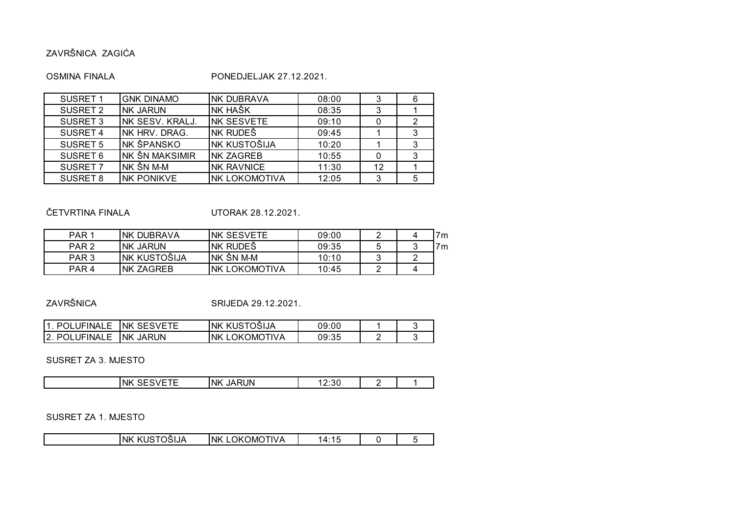ZAVRŠNICA ZAGIĆA

OSMINA FINALA PONEDJELJAK 27.12.2021.

| | | | | | |
|---|---|---|---|---|---|
| SUSRET 1 | GNK DINAMO | NK DUBRAVA | 08:00 | 3 | 6 |
| SUSRET 2 | NK JARUN | NK HAŠK | 08:35 | 3 | 1 |
| SUSRET 3 | NK SESV. KRALJ. | NK SESVETE | 09:10 | 0 | 2 |
| SUSRET 4 | NK HRV. DRAG. | NK RUDEŠ | 09:45 | 1 | 3 |
| SUSRET 5 | NK ŠPANSKO | NK KUSTOŠIJA | 10:20 | 1 | 3 |
| SUSRET 6 | NK ŠN MAKSIMIR | NK ZAGREB | 10:55 | 0 | 3 |
| SUSRET 7 | NK ŠN M-M | NK RAVNICE | 11:30 | 12 | 1 |
| SUSRET 8 | NK PONIKVE | NK LOKOMOTIVA | 12:05 | 3 | 5 |

ČETVRTINA FINALA UTORAK 28.12.2021.

| | | | | | | |
|---|---|---|---|---|---|---|
| PAR 1 | NK DUBRAVA | NK SESVETE | 09:00 | 2 | 4 | 7m |
| PAR 2 | NK JARUN | NK RUDEŠ | 09:35 | 5 | 3 | 7m |
| PAR 3 | NK KUSTOŠIJA | NK ŠN M-M | 10:10 | 3 | 2 | |
| PAR 4 | NK ZAGREB | NK LOKOMOTIVA | 10:45 | 2 | 4 | |

ZAVRŠNICA SRIJEDA 29.12.2021.

| | | | | | |
|---|---|---|---|---|---|
| 1. POLUFINALE | NK SESVETE | NK KUSTOŠIJA | 09:00 | 1 | 3 |
| 2. POLUFINALE | NK JARUN | NK LOKOMOTIVA | 09:35 | 2 | 3 |

SUSRET ZA 3. MJESTO

| | | | | | |
|---|---|---|---|---|---|
| | NK SESVETE | NK JARUN | 12:30 | 2 | 1 |

SUSRET ZA 1. MJESTO

| | | | | | |
|---|---|---|---|---|---|
| | NK KUSTOŠIJA | NK LOKOMOTIVA | 14:15 | 0 | 5 |